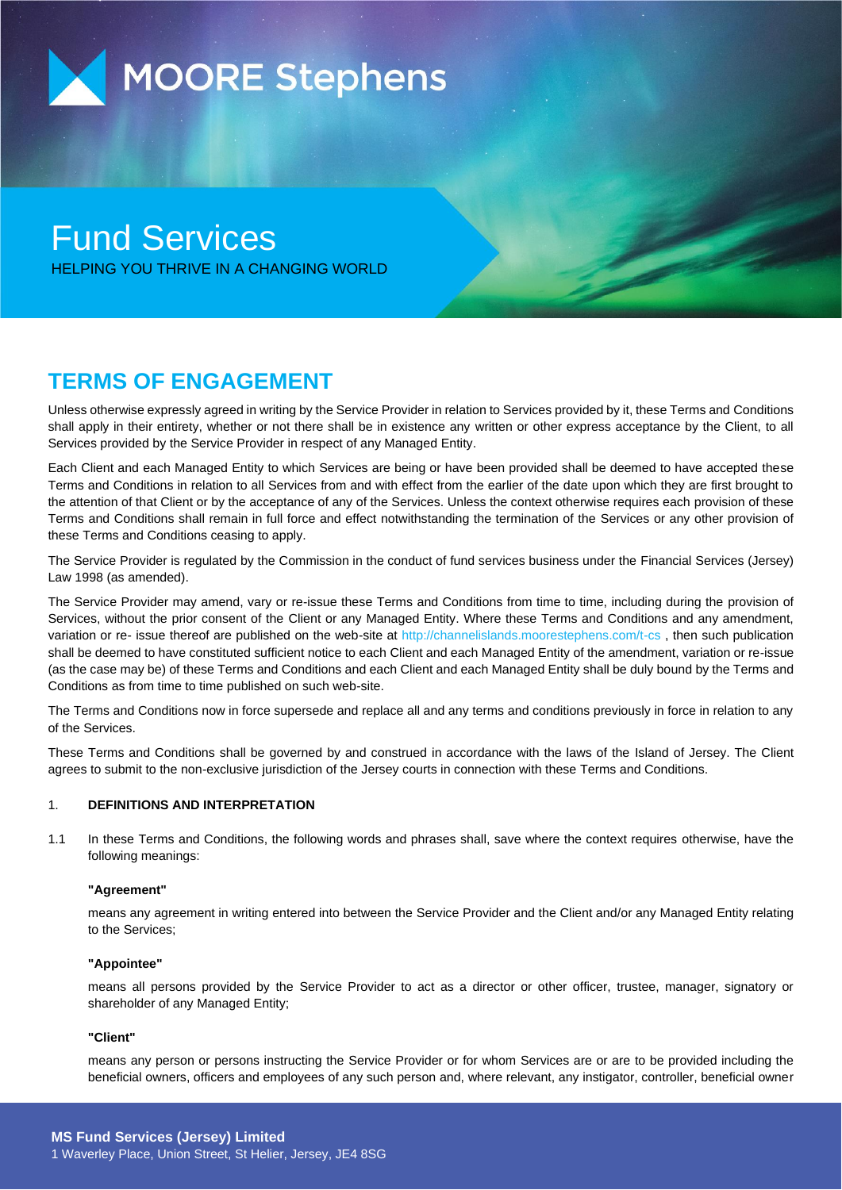MOORE Stephens

# Fund Services

HELPING YOU THRIVE IN A CHANGING WORLD

## TERMS OF ENGAGEMENT

Unless otherwise expressly agreed in writing by the Service Provider in relation to Services provided by it, these Terms and Conditions shall apply in their entirety, whether or not there shall be in existence any written or other express acceptance by the Client, to all Services provided by the Service Provider in respect of any Managed Entity.

Each Client and each Managed Entity to which Services are being or have been provided shall be deemed to have accepted these Terms and Conditions in relation to all Services from and with effect from the earlier of the date upon which they are first brought to the attention of that Client or by the acceptance of any of the Services. Unless the context otherwise requires each provision of these Terms and Conditions shall remain in full force and effect notwithstanding the termination of the Services or any other provision of these Terms and Conditions ceasing to apply.

The Service Provider is regulated by the Commission in the conduct of fund services business under the Financial Services (Jersey) Law 1998 (as amended).

The Service Provider may amend, vary or re-issue these Terms and Conditions from time to time, including during the provision of Services, without the prior consent of the Client or any Managed Entity. Where these Terms and Conditions and any amendment, variation or re- issue thereof are published on the web-site at http://channelislands.moorestephens.com/t-cs , then such publication shall be deemed to have constituted sufficient notice to each Client and each Managed Entity of the amendment, variation or re-issue (as the case may be) of these Terms and Conditions and each Client and each Managed Entity shall be duly bound by the Terms and Conditions as from time to time published on such web-site.

The Terms and Conditions now in force supersede and replace all and any terms and conditions previously in force in relation to any of the Services.

These Terms and Conditions shall be governed by and construed in accordance with the laws of the Island of Jersey. The Client agrees to submit to the non-exclusive jurisdiction of the Jersey courts in connection with these Terms and Conditions.

1. **DEFINITIONS AND INTERPRETATION**

1.1 In these Terms and Conditions, the following words and phrases shall, save where the context requires otherwise, have the following meanings:

**"Agreement"**

means any agreement in writing entered into between the Service Provider and the Client and/or any Managed Entity relating to the Services;

**"Appointee"**

means all persons provided by the Service Provider to act as a director or other officer, trustee, manager, signatory or shareholder of any Managed Entity;

**"Client"**

means any person or persons instructing the Service Provider or for whom Services are or are to be provided including the beneficial owners, officers and employees of any such person and, where relevant, any instigator, controller, beneficial owner

**MS Fund Services (Jersey) Limited**
1 Waverley Place, Union Street, St Helier, Jersey, JE4 8SG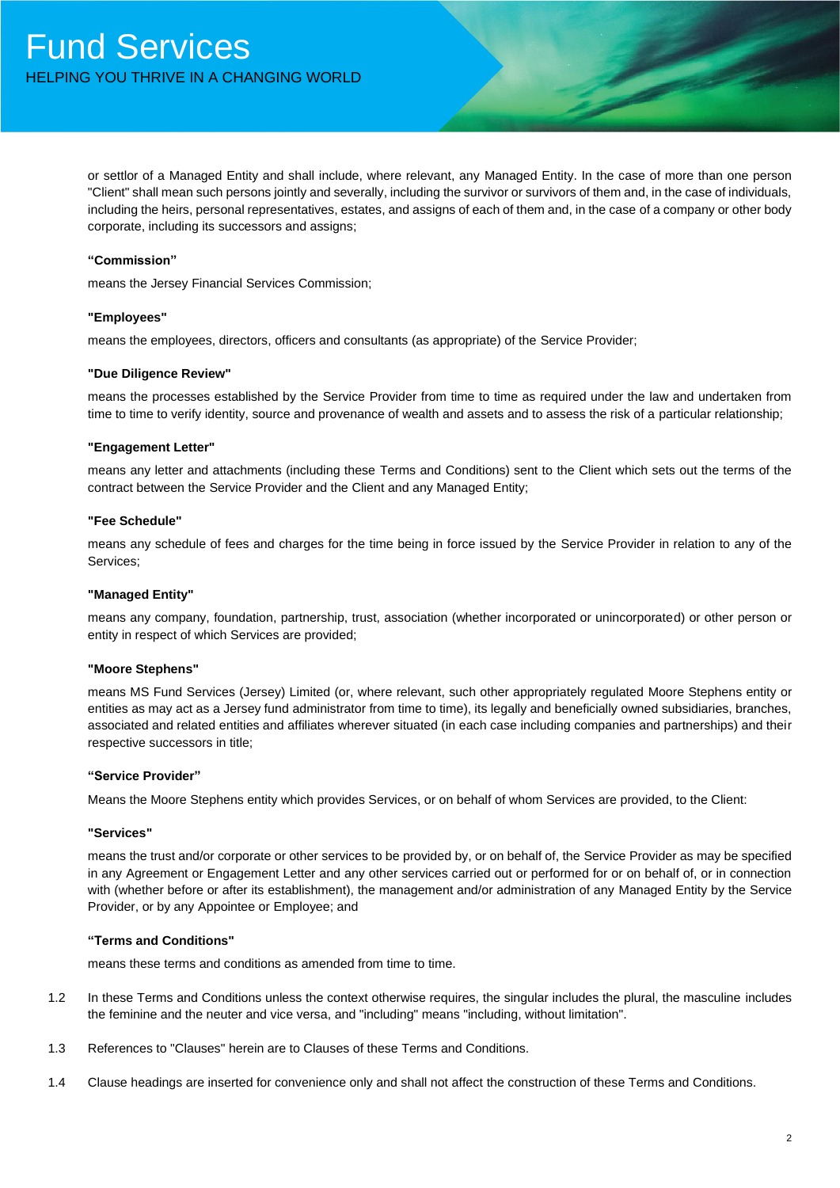or settlor of a Managed Entity and shall include, where relevant, any Managed Entity. In the case of more than one person "Client" shall mean such persons jointly and severally, including the survivor or survivors of them and, in the case of individuals, including the heirs, personal representatives, estates, and assigns of each of them and, in the case of a company or other body corporate, including its successors and assigns;

**"Commission"**

means the Jersey Financial Services Commission;

**"Employees"**

means the employees, directors, officers and consultants (as appropriate) of the Service Provider;

**"Due Diligence Review"**

means the processes established by the Service Provider from time to time as required under the law and undertaken from time to time to verify identity, source and provenance of wealth and assets and to assess the risk of a particular relationship;

**"Engagement Letter"**

means any letter and attachments (including these Terms and Conditions) sent to the Client which sets out the terms of the contract between the Service Provider and the Client and any Managed Entity;

**"Fee Schedule"**

means any schedule of fees and charges for the time being in force issued by the Service Provider in relation to any of the Services;

**"Managed Entity"**

means any company, foundation, partnership, trust, association (whether incorporated or unincorporated) or other person or entity in respect of which Services are provided;

**"Moore Stephens"**

means MS Fund Services (Jersey) Limited (or, where relevant, such other appropriately regulated Moore Stephens entity or entities as may act as a Jersey fund administrator from time to time), its legally and beneficially owned subsidiaries, branches, associated and related entities and affiliates wherever situated (in each case including companies and partnerships) and their respective successors in title;

**"Service Provider"**

Means the Moore Stephens entity which provides Services, or on behalf of whom Services are provided, to the Client:

**"Services"**

means the trust and/or corporate or other services to be provided by, or on behalf of, the Service Provider as may be specified in any Agreement or Engagement Letter and any other services carried out or performed for or on behalf of, or in connection with (whether before or after its establishment), the management and/or administration of any Managed Entity by the Service Provider, or by any Appointee or Employee; and

**"Terms and Conditions"**

means these terms and conditions as amended from time to time.

1.2 In these Terms and Conditions unless the context otherwise requires, the singular includes the plural, the masculine includes the feminine and the neuter and vice versa, and "including" means "including, without limitation".

1.3 References to "Clauses" herein are to Clauses of these Terms and Conditions.

1.4 Clause headings are inserted for convenience only and shall not affect the construction of these Terms and Conditions.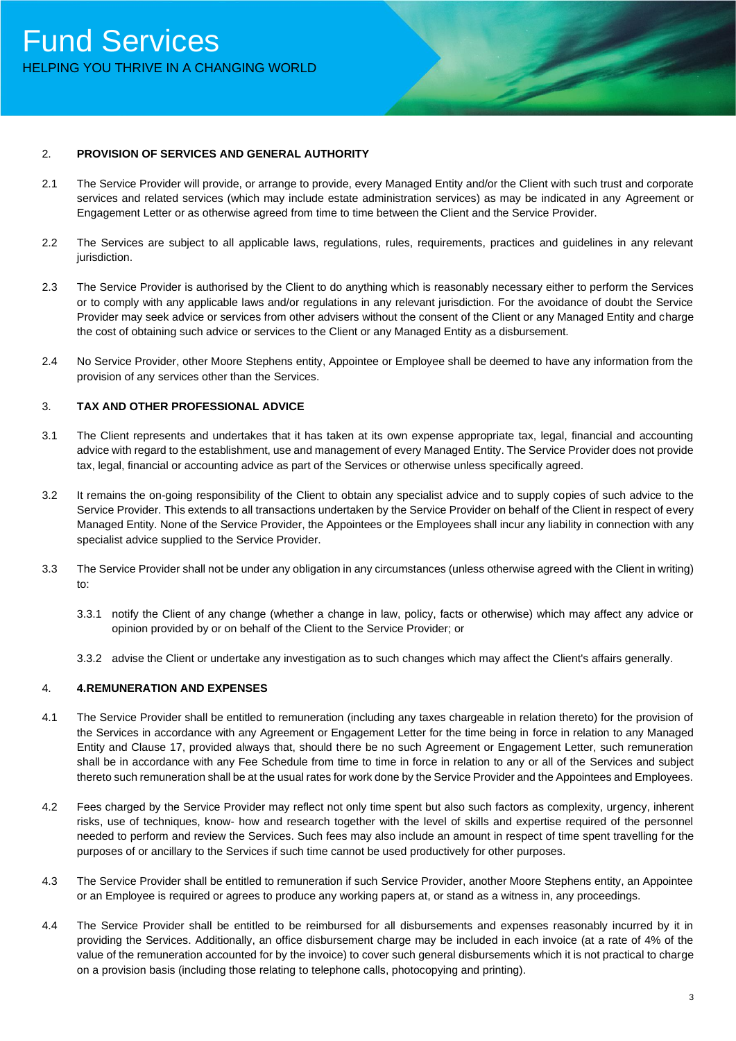2. **PROVISION OF SERVICES AND GENERAL AUTHORITY**

2.1 The Service Provider will provide, or arrange to provide, every Managed Entity and/or the Client with such trust and corporate services and related services (which may include estate administration services) as may be indicated in any Agreement or Engagement Letter or as otherwise agreed from time to time between the Client and the Service Provider.

2.2 The Services are subject to all applicable laws, regulations, rules, requirements, practices and guidelines in any relevant jurisdiction.

2.3 The Service Provider is authorised by the Client to do anything which is reasonably necessary either to perform the Services or to comply with any applicable laws and/or regulations in any relevant jurisdiction. For the avoidance of doubt the Service Provider may seek advice or services from other advisers without the consent of the Client or any Managed Entity and charge the cost of obtaining such advice or services to the Client or any Managed Entity as a disbursement.

2.4 No Service Provider, other Moore Stephens entity, Appointee or Employee shall be deemed to have any information from the provision of any services other than the Services.

3. **TAX AND OTHER PROFESSIONAL ADVICE**

3.1 The Client represents and undertakes that it has taken at its own expense appropriate tax, legal, financial and accounting advice with regard to the establishment, use and management of every Managed Entity. The Service Provider does not provide tax, legal, financial or accounting advice as part of the Services or otherwise unless specifically agreed.

3.2 It remains the on-going responsibility of the Client to obtain any specialist advice and to supply copies of such advice to the Service Provider. This extends to all transactions undertaken by the Service Provider on behalf of the Client in respect of every Managed Entity. None of the Service Provider, the Appointees or the Employees shall incur any liability in connection with any specialist advice supplied to the Service Provider.

3.3 The Service Provider shall not be under any obligation in any circumstances (unless otherwise agreed with the Client in writing) to:

3.3.1 notify the Client of any change (whether a change in law, policy, facts or otherwise) which may affect any advice or opinion provided by or on behalf of the Client to the Service Provider; or

3.3.2 advise the Client or undertake any investigation as to such changes which may affect the Client's affairs generally.

4. **4.REMUNERATION AND EXPENSES**

4.1 The Service Provider shall be entitled to remuneration (including any taxes chargeable in relation thereto) for the provision of the Services in accordance with any Agreement or Engagement Letter for the time being in force in relation to any Managed Entity and Clause 17, provided always that, should there be no such Agreement or Engagement Letter, such remuneration shall be in accordance with any Fee Schedule from time to time in force in relation to any or all of the Services and subject thereto such remuneration shall be at the usual rates for work done by the Service Provider and the Appointees and Employees.

4.2 Fees charged by the Service Provider may reflect not only time spent but also such factors as complexity, urgency, inherent risks, use of techniques, know- how and research together with the level of skills and expertise required of the personnel needed to perform and review the Services. Such fees may also include an amount in respect of time spent travelling for the purposes of or ancillary to the Services if such time cannot be used productively for other purposes.

4.3 The Service Provider shall be entitled to remuneration if such Service Provider, another Moore Stephens entity, an Appointee or an Employee is required or agrees to produce any working papers at, or stand as a witness in, any proceedings.

4.4 The Service Provider shall be entitled to be reimbursed for all disbursements and expenses reasonably incurred by it in providing the Services. Additionally, an office disbursement charge may be included in each invoice (at a rate of 4% of the value of the remuneration accounted for by the invoice) to cover such general disbursements which it is not practical to charge on a provision basis (including those relating to telephone calls, photocopying and printing).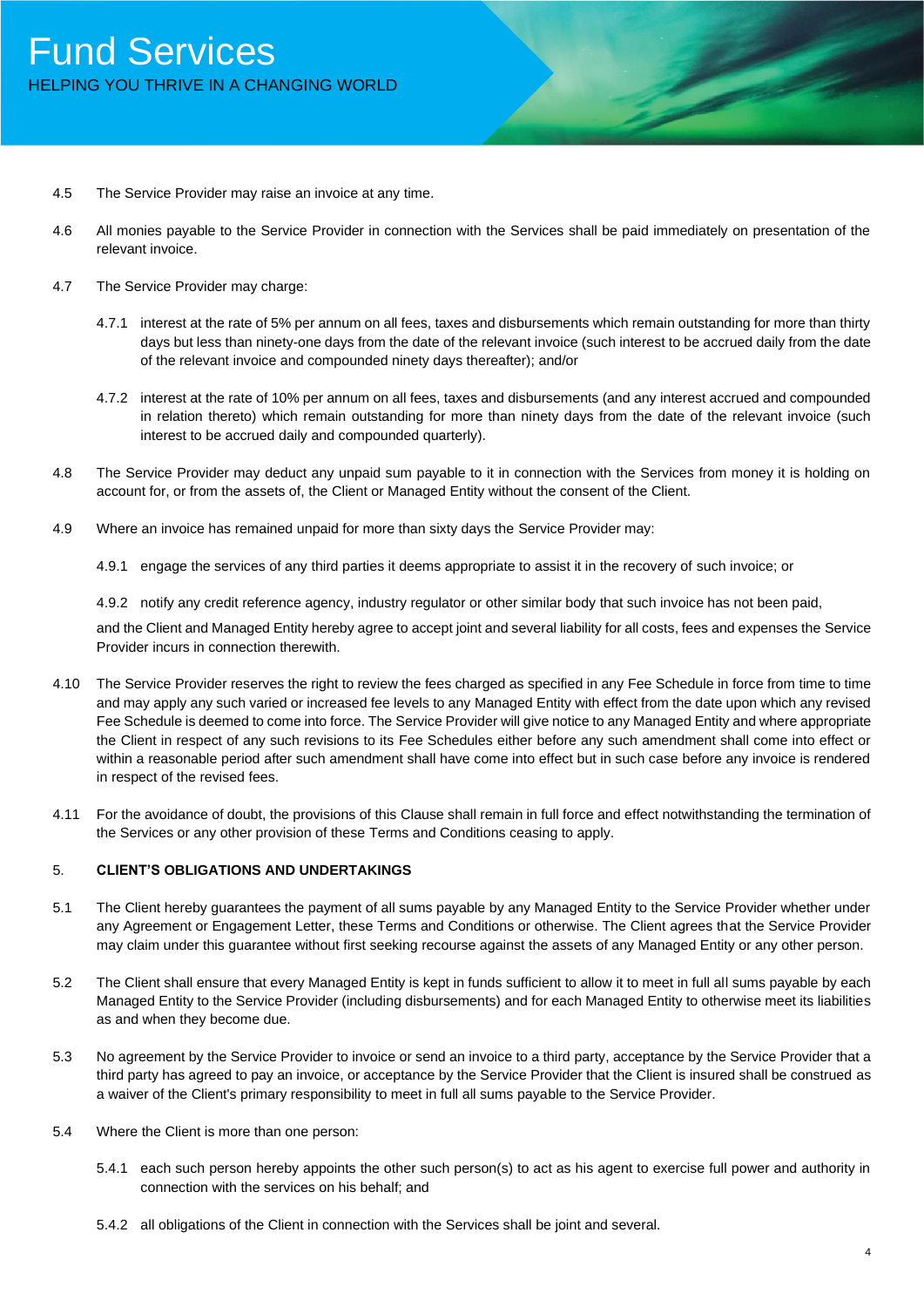4.5 The Service Provider may raise an invoice at any time.

4.6 All monies payable to the Service Provider in connection with the Services shall be paid immediately on presentation of the relevant invoice.

4.7 The Service Provider may charge:

4.7.1 interest at the rate of 5% per annum on all fees, taxes and disbursements which remain outstanding for more than thirty days but less than ninety-one days from the date of the relevant invoice (such interest to be accrued daily from the date of the relevant invoice and compounded ninety days thereafter); and/or

4.7.2 interest at the rate of 10% per annum on all fees, taxes and disbursements (and any interest accrued and compounded in relation thereto) which remain outstanding for more than ninety days from the date of the relevant invoice (such interest to be accrued daily and compounded quarterly).

4.8 The Service Provider may deduct any unpaid sum payable to it in connection with the Services from money it is holding on account for, or from the assets of, the Client or Managed Entity without the consent of the Client.

4.9 Where an invoice has remained unpaid for more than sixty days the Service Provider may:

4.9.1 engage the services of any third parties it deems appropriate to assist it in the recovery of such invoice; or

4.9.2 notify any credit reference agency, industry regulator or other similar body that such invoice has not been paid,

and the Client and Managed Entity hereby agree to accept joint and several liability for all costs, fees and expenses the Service Provider incurs in connection therewith.

4.10 The Service Provider reserves the right to review the fees charged as specified in any Fee Schedule in force from time to time and may apply any such varied or increased fee levels to any Managed Entity with effect from the date upon which any revised Fee Schedule is deemed to come into force. The Service Provider will give notice to any Managed Entity and where appropriate the Client in respect of any such revisions to its Fee Schedules either before any such amendment shall come into effect or within a reasonable period after such amendment shall have come into effect but in such case before any invoice is rendered in respect of the revised fees.

4.11 For the avoidance of doubt, the provisions of this Clause shall remain in full force and effect notwithstanding the termination of the Services or any other provision of these Terms and Conditions ceasing to apply.

## 5. CLIENT'S OBLIGATIONS AND UNDERTAKINGS

5.1 The Client hereby guarantees the payment of all sums payable by any Managed Entity to the Service Provider whether under any Agreement or Engagement Letter, these Terms and Conditions or otherwise. The Client agrees that the Service Provider may claim under this guarantee without first seeking recourse against the assets of any Managed Entity or any other person.

5.2 The Client shall ensure that every Managed Entity is kept in funds sufficient to allow it to meet in full all sums payable by each Managed Entity to the Service Provider (including disbursements) and for each Managed Entity to otherwise meet its liabilities as and when they become due.

5.3 No agreement by the Service Provider to invoice or send an invoice to a third party, acceptance by the Service Provider that a third party has agreed to pay an invoice, or acceptance by the Service Provider that the Client is insured shall be construed as a waiver of the Client's primary responsibility to meet in full all sums payable to the Service Provider.

5.4 Where the Client is more than one person:

5.4.1 each such person hereby appoints the other such person(s) to act as his agent to exercise full power and authority in connection with the services on his behalf; and

5.4.2 all obligations of the Client in connection with the Services shall be joint and several.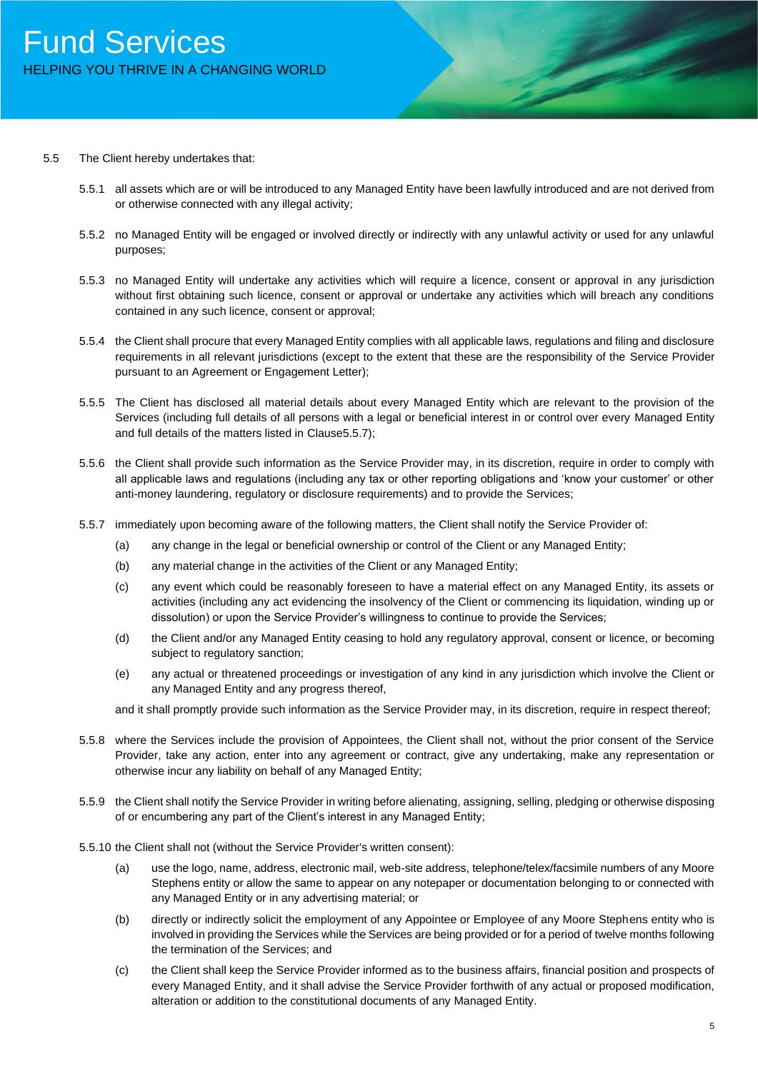5.5 The Client hereby undertakes that:

5.5.1 all assets which are or will be introduced to any Managed Entity have been lawfully introduced and are not derived from or otherwise connected with any illegal activity;

5.5.2 no Managed Entity will be engaged or involved directly or indirectly with any unlawful activity or used for any unlawful purposes;

5.5.3 no Managed Entity will undertake any activities which will require a licence, consent or approval in any jurisdiction without first obtaining such licence, consent or approval or undertake any activities which will breach any conditions contained in any such licence, consent or approval;

5.5.4 the Client shall procure that every Managed Entity complies with all applicable laws, regulations and filing and disclosure requirements in all relevant jurisdictions (except to the extent that these are the responsibility of the Service Provider pursuant to an Agreement or Engagement Letter);

5.5.5 The Client has disclosed all material details about every Managed Entity which are relevant to the provision of the Services (including full details of all persons with a legal or beneficial interest in or control over every Managed Entity and full details of the matters listed in Clause5.5.7);

5.5.6 the Client shall provide such information as the Service Provider may, in its discretion, require in order to comply with all applicable laws and regulations (including any tax or other reporting obligations and 'know your customer' or other anti-money laundering, regulatory or disclosure requirements) and to provide the Services;

5.5.7 immediately upon becoming aware of the following matters, the Client shall notify the Service Provider of:

(a) any change in the legal or beneficial ownership or control of the Client or any Managed Entity;

(b) any material change in the activities of the Client or any Managed Entity;

(c) any event which could be reasonably foreseen to have a material effect on any Managed Entity, its assets or activities (including any act evidencing the insolvency of the Client or commencing its liquidation, winding up or dissolution) or upon the Service Provider's willingness to continue to provide the Services;

(d) the Client and/or any Managed Entity ceasing to hold any regulatory approval, consent or licence, or becoming subject to regulatory sanction;

(e) any actual or threatened proceedings or investigation of any kind in any jurisdiction which involve the Client or any Managed Entity and any progress thereof,

and it shall promptly provide such information as the Service Provider may, in its discretion, require in respect thereof;

5.5.8 where the Services include the provision of Appointees, the Client shall not, without the prior consent of the Service Provider, take any action, enter into any agreement or contract, give any undertaking, make any representation or otherwise incur any liability on behalf of any Managed Entity;

5.5.9 the Client shall notify the Service Provider in writing before alienating, assigning, selling, pledging or otherwise disposing of or encumbering any part of the Client's interest in any Managed Entity;

5.5.10 the Client shall not (without the Service Provider's written consent):

(a) use the logo, name, address, electronic mail, web-site address, telephone/telex/facsimile numbers of any Moore Stephens entity or allow the same to appear on any notepaper or documentation belonging to or connected with any Managed Entity or in any advertising material; or

(b) directly or indirectly solicit the employment of any Appointee or Employee of any Moore Stephens entity who is involved in providing the Services while the Services are being provided or for a period of twelve months following the termination of the Services; and

(c) the Client shall keep the Service Provider informed as to the business affairs, financial position and prospects of every Managed Entity, and it shall advise the Service Provider forthwith of any actual or proposed modification, alteration or addition to the constitutional documents of any Managed Entity.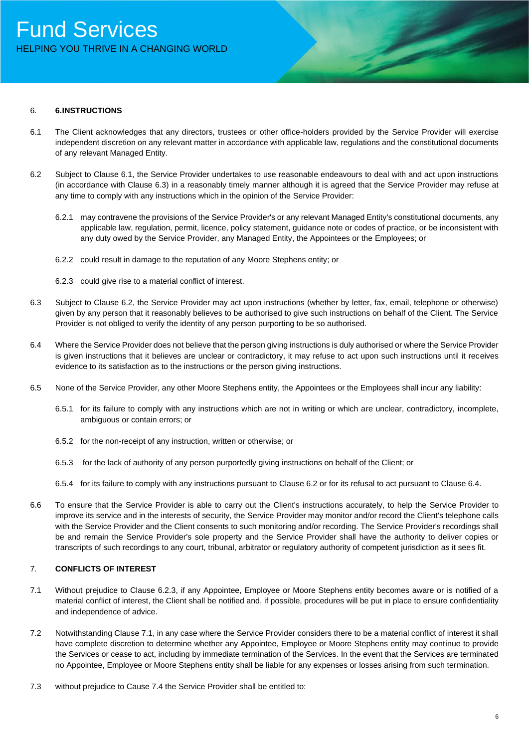## 6. 6.INSTRUCTIONS

6.1 The Client acknowledges that any directors, trustees or other office-holders provided by the Service Provider will exercise independent discretion on any relevant matter in accordance with applicable law, regulations and the constitutional documents of any relevant Managed Entity.

6.2 Subject to Clause 6.1, the Service Provider undertakes to use reasonable endeavours to deal with and act upon instructions (in accordance with Clause 6.3) in a reasonably timely manner although it is agreed that the Service Provider may refuse at any time to comply with any instructions which in the opinion of the Service Provider:

6.2.1 may contravene the provisions of the Service Provider's or any relevant Managed Entity's constitutional documents, any applicable law, regulation, permit, licence, policy statement, guidance note or codes of practice, or be inconsistent with any duty owed by the Service Provider, any Managed Entity, the Appointees or the Employees; or

6.2.2 could result in damage to the reputation of any Moore Stephens entity; or

6.2.3 could give rise to a material conflict of interest.

6.3 Subject to Clause 6.2, the Service Provider may act upon instructions (whether by letter, fax, email, telephone or otherwise) given by any person that it reasonably believes to be authorised to give such instructions on behalf of the Client. The Service Provider is not obliged to verify the identity of any person purporting to be so authorised.

6.4 Where the Service Provider does not believe that the person giving instructions is duly authorised or where the Service Provider is given instructions that it believes are unclear or contradictory, it may refuse to act upon such instructions until it receives evidence to its satisfaction as to the instructions or the person giving instructions.

6.5 None of the Service Provider, any other Moore Stephens entity, the Appointees or the Employees shall incur any liability:

6.5.1 for its failure to comply with any instructions which are not in writing or which are unclear, contradictory, incomplete, ambiguous or contain errors; or

6.5.2 for the non-receipt of any instruction, written or otherwise; or

6.5.3 for the lack of authority of any person purportedly giving instructions on behalf of the Client; or

6.5.4 for its failure to comply with any instructions pursuant to Clause 6.2 or for its refusal to act pursuant to Clause 6.4.

6.6 To ensure that the Service Provider is able to carry out the Client's instructions accurately, to help the Service Provider to improve its service and in the interests of security, the Service Provider may monitor and/or record the Client's telephone calls with the Service Provider and the Client consents to such monitoring and/or recording. The Service Provider's recordings shall be and remain the Service Provider's sole property and the Service Provider shall have the authority to deliver copies or transcripts of such recordings to any court, tribunal, arbitrator or regulatory authority of competent jurisdiction as it sees fit.

## 7. CONFLICTS OF INTEREST

7.1 Without prejudice to Clause 6.2.3, if any Appointee, Employee or Moore Stephens entity becomes aware or is notified of a material conflict of interest, the Client shall be notified and, if possible, procedures will be put in place to ensure confidentiality and independence of advice.

7.2 Notwithstanding Clause 7.1, in any case where the Service Provider considers there to be a material conflict of interest it shall have complete discretion to determine whether any Appointee, Employee or Moore Stephens entity may continue to provide the Services or cease to act, including by immediate termination of the Services. In the event that the Services are terminated no Appointee, Employee or Moore Stephens entity shall be liable for any expenses or losses arising from such termination.

7.3 without prejudice to Cause 7.4 the Service Provider shall be entitled to: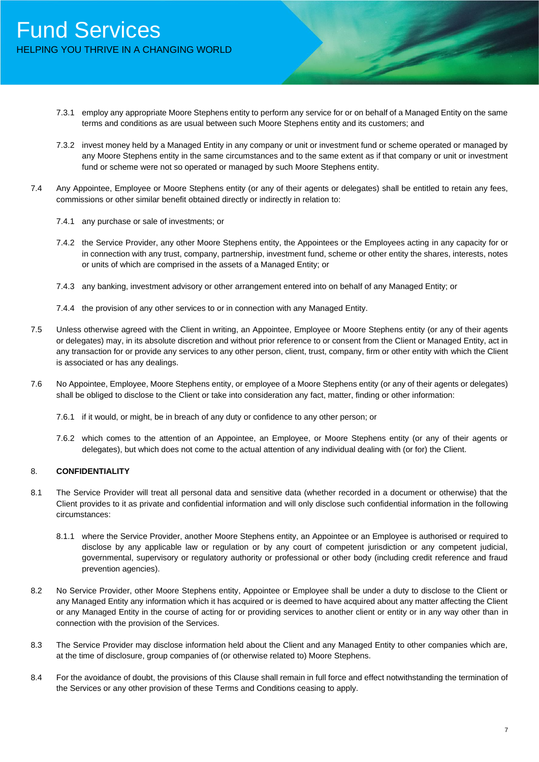7.3.1 employ any appropriate Moore Stephens entity to perform any service for or on behalf of a Managed Entity on the same terms and conditions as are usual between such Moore Stephens entity and its customers; and

7.3.2 invest money held by a Managed Entity in any company or unit or investment fund or scheme operated or managed by any Moore Stephens entity in the same circumstances and to the same extent as if that company or unit or investment fund or scheme were not so operated or managed by such Moore Stephens entity.

7.4 Any Appointee, Employee or Moore Stephens entity (or any of their agents or delegates) shall be entitled to retain any fees, commissions or other similar benefit obtained directly or indirectly in relation to:

7.4.1 any purchase or sale of investments; or

7.4.2 the Service Provider, any other Moore Stephens entity, the Appointees or the Employees acting in any capacity for or in connection with any trust, company, partnership, investment fund, scheme or other entity the shares, interests, notes or units of which are comprised in the assets of a Managed Entity; or

7.4.3 any banking, investment advisory or other arrangement entered into on behalf of any Managed Entity; or

7.4.4 the provision of any other services to or in connection with any Managed Entity.

7.5 Unless otherwise agreed with the Client in writing, an Appointee, Employee or Moore Stephens entity (or any of their agents or delegates) may, in its absolute discretion and without prior reference to or consent from the Client or Managed Entity, act in any transaction for or provide any services to any other person, client, trust, company, firm or other entity with which the Client is associated or has any dealings.

7.6 No Appointee, Employee, Moore Stephens entity, or employee of a Moore Stephens entity (or any of their agents or delegates) shall be obliged to disclose to the Client or take into consideration any fact, matter, finding or other information:

7.6.1 if it would, or might, be in breach of any duty or confidence to any other person; or

7.6.2 which comes to the attention of an Appointee, an Employee, or Moore Stephens entity (or any of their agents or delegates), but which does not come to the actual attention of any individual dealing with (or for) the Client.

## 8. CONFIDENTIALITY

8.1 The Service Provider will treat all personal data and sensitive data (whether recorded in a document or otherwise) that the Client provides to it as private and confidential information and will only disclose such confidential information in the following circumstances:

8.1.1 where the Service Provider, another Moore Stephens entity, an Appointee or an Employee is authorised or required to disclose by any applicable law or regulation or by any court of competent jurisdiction or any competent judicial, governmental, supervisory or regulatory authority or professional or other body (including credit reference and fraud prevention agencies).

8.2 No Service Provider, other Moore Stephens entity, Appointee or Employee shall be under a duty to disclose to the Client or any Managed Entity any information which it has acquired or is deemed to have acquired about any matter affecting the Client or any Managed Entity in the course of acting for or providing services to another client or entity or in any way other than in connection with the provision of the Services.

8.3 The Service Provider may disclose information held about the Client and any Managed Entity to other companies which are, at the time of disclosure, group companies of (or otherwise related to) Moore Stephens.

8.4 For the avoidance of doubt, the provisions of this Clause shall remain in full force and effect notwithstanding the termination of the Services or any other provision of these Terms and Conditions ceasing to apply.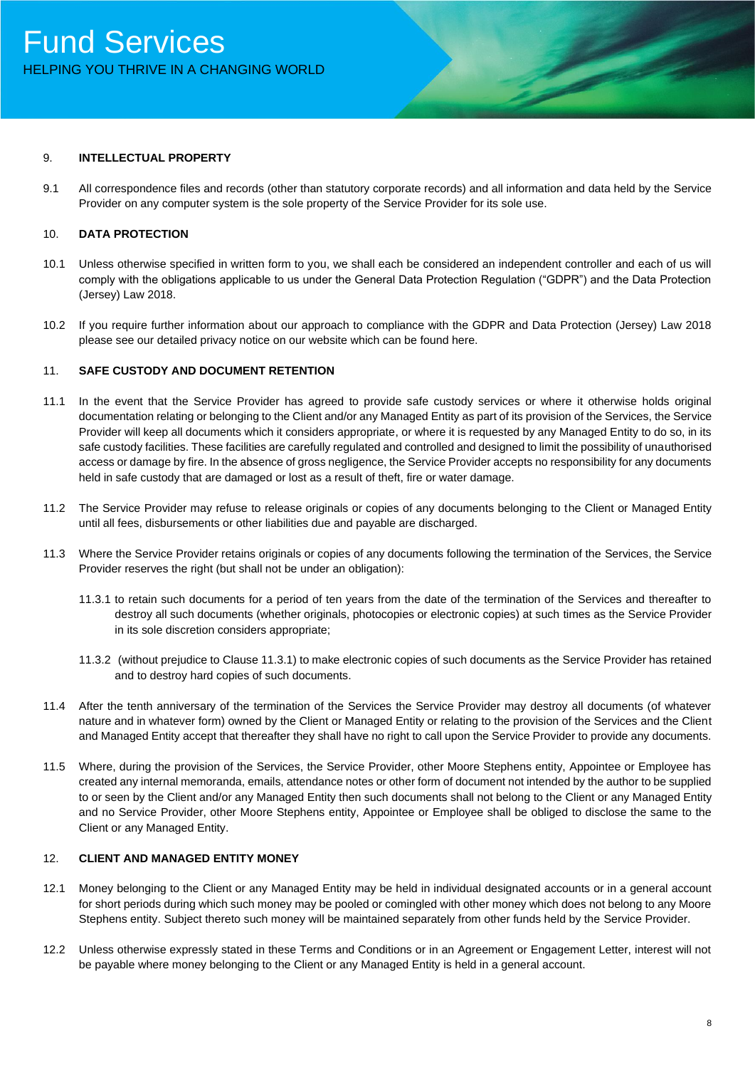## 9. INTELLECTUAL PROPERTY

9.1 All correspondence files and records (other than statutory corporate records) and all information and data held by the Service Provider on any computer system is the sole property of the Service Provider for its sole use.

## 10. DATA PROTECTION

10.1 Unless otherwise specified in written form to you, we shall each be considered an independent controller and each of us will comply with the obligations applicable to us under the General Data Protection Regulation ("GDPR") and the Data Protection (Jersey) Law 2018.

10.2 If you require further information about our approach to compliance with the GDPR and Data Protection (Jersey) Law 2018 please see our detailed privacy notice on our website which can be found here.

## 11. SAFE CUSTODY AND DOCUMENT RETENTION

11.1 In the event that the Service Provider has agreed to provide safe custody services or where it otherwise holds original documentation relating or belonging to the Client and/or any Managed Entity as part of its provision of the Services, the Service Provider will keep all documents which it considers appropriate, or where it is requested by any Managed Entity to do so, in its safe custody facilities. These facilities are carefully regulated and controlled and designed to limit the possibility of unauthorised access or damage by fire. In the absence of gross negligence, the Service Provider accepts no responsibility for any documents held in safe custody that are damaged or lost as a result of theft, fire or water damage.

11.2 The Service Provider may refuse to release originals or copies of any documents belonging to the Client or Managed Entity until all fees, disbursements or other liabilities due and payable are discharged.

11.3 Where the Service Provider retains originals or copies of any documents following the termination of the Services, the Service Provider reserves the right (but shall not be under an obligation):

11.3.1 to retain such documents for a period of ten years from the date of the termination of the Services and thereafter to destroy all such documents (whether originals, photocopies or electronic copies) at such times as the Service Provider in its sole discretion considers appropriate;

11.3.2 (without prejudice to Clause 11.3.1) to make electronic copies of such documents as the Service Provider has retained and to destroy hard copies of such documents.

11.4 After the tenth anniversary of the termination of the Services the Service Provider may destroy all documents (of whatever nature and in whatever form) owned by the Client or Managed Entity or relating to the provision of the Services and the Client and Managed Entity accept that thereafter they shall have no right to call upon the Service Provider to provide any documents.

11.5 Where, during the provision of the Services, the Service Provider, other Moore Stephens entity, Appointee or Employee has created any internal memoranda, emails, attendance notes or other form of document not intended by the author to be supplied to or seen by the Client and/or any Managed Entity then such documents shall not belong to the Client or any Managed Entity and no Service Provider, other Moore Stephens entity, Appointee or Employee shall be obliged to disclose the same to the Client or any Managed Entity.

## 12. CLIENT AND MANAGED ENTITY MONEY

12.1 Money belonging to the Client or any Managed Entity may be held in individual designated accounts or in a general account for short periods during which such money may be pooled or comingled with other money which does not belong to any Moore Stephens entity. Subject thereto such money will be maintained separately from other funds held by the Service Provider.

12.2 Unless otherwise expressly stated in these Terms and Conditions or in an Agreement or Engagement Letter, interest will not be payable where money belonging to the Client or any Managed Entity is held in a general account.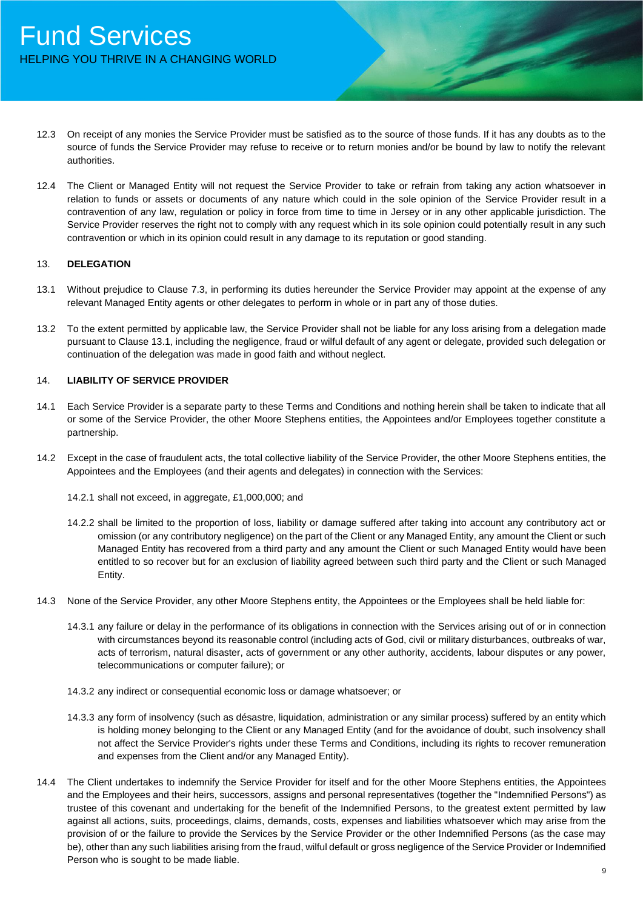12.3 On receipt of any monies the Service Provider must be satisfied as to the source of those funds. If it has any doubts as to the source of funds the Service Provider may refuse to receive or to return monies and/or be bound by law to notify the relevant authorities.

12.4 The Client or Managed Entity will not request the Service Provider to take or refrain from taking any action whatsoever in relation to funds or assets or documents of any nature which could in the sole opinion of the Service Provider result in a contravention of any law, regulation or policy in force from time to time in Jersey or in any other applicable jurisdiction. The Service Provider reserves the right not to comply with any request which in its sole opinion could potentially result in any such contravention or which in its opinion could result in any damage to its reputation or good standing.

## 13. DELEGATION

13.1 Without prejudice to Clause 7.3, in performing its duties hereunder the Service Provider may appoint at the expense of any relevant Managed Entity agents or other delegates to perform in whole or in part any of those duties.

13.2 To the extent permitted by applicable law, the Service Provider shall not be liable for any loss arising from a delegation made pursuant to Clause 13.1, including the negligence, fraud or wilful default of any agent or delegate, provided such delegation or continuation of the delegation was made in good faith and without neglect.

## 14. LIABILITY OF SERVICE PROVIDER

14.1 Each Service Provider is a separate party to these Terms and Conditions and nothing herein shall be taken to indicate that all or some of the Service Provider, the other Moore Stephens entities, the Appointees and/or Employees together constitute a partnership.

14.2 Except in the case of fraudulent acts, the total collective liability of the Service Provider, the other Moore Stephens entities, the Appointees and the Employees (and their agents and delegates) in connection with the Services:

14.2.1 shall not exceed, in aggregate, £1,000,000; and

14.2.2 shall be limited to the proportion of loss, liability or damage suffered after taking into account any contributory act or omission (or any contributory negligence) on the part of the Client or any Managed Entity, any amount the Client or such Managed Entity has recovered from a third party and any amount the Client or such Managed Entity would have been entitled to so recover but for an exclusion of liability agreed between such third party and the Client or such Managed Entity.

14.3 None of the Service Provider, any other Moore Stephens entity, the Appointees or the Employees shall be held liable for:

14.3.1 any failure or delay in the performance of its obligations in connection with the Services arising out of or in connection with circumstances beyond its reasonable control (including acts of God, civil or military disturbances, outbreaks of war, acts of terrorism, natural disaster, acts of government or any other authority, accidents, labour disputes or any power, telecommunications or computer failure); or

14.3.2 any indirect or consequential economic loss or damage whatsoever; or

14.3.3 any form of insolvency (such as désastre, liquidation, administration or any similar process) suffered by an entity which is holding money belonging to the Client or any Managed Entity (and for the avoidance of doubt, such insolvency shall not affect the Service Provider's rights under these Terms and Conditions, including its rights to recover remuneration and expenses from the Client and/or any Managed Entity).

14.4 The Client undertakes to indemnify the Service Provider for itself and for the other Moore Stephens entities, the Appointees and the Employees and their heirs, successors, assigns and personal representatives (together the "Indemnified Persons") as trustee of this covenant and undertaking for the benefit of the Indemnified Persons, to the greatest extent permitted by law against all actions, suits, proceedings, claims, demands, costs, expenses and liabilities whatsoever which may arise from the provision of or the failure to provide the Services by the Service Provider or the other Indemnified Persons (as the case may be), other than any such liabilities arising from the fraud, wilful default or gross negligence of the Service Provider or Indemnified Person who is sought to be made liable.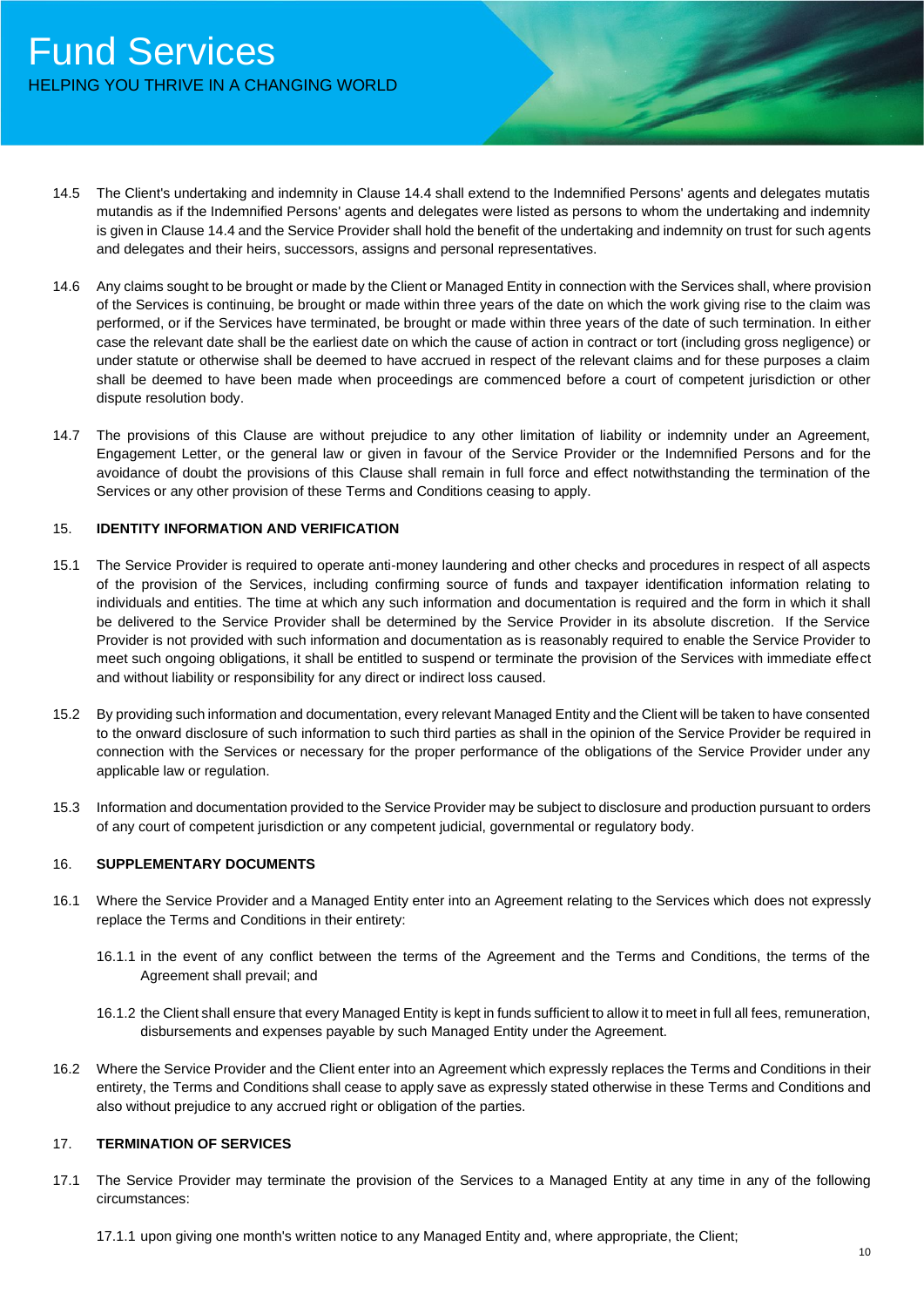14.5 The Client's undertaking and indemnity in Clause 14.4 shall extend to the Indemnified Persons' agents and delegates mutatis mutandis as if the Indemnified Persons' agents and delegates were listed as persons to whom the undertaking and indemnity is given in Clause 14.4 and the Service Provider shall hold the benefit of the undertaking and indemnity on trust for such agents and delegates and their heirs, successors, assigns and personal representatives.

14.6 Any claims sought to be brought or made by the Client or Managed Entity in connection with the Services shall, where provision of the Services is continuing, be brought or made within three years of the date on which the work giving rise to the claim was performed, or if the Services have terminated, be brought or made within three years of the date of such termination. In either case the relevant date shall be the earliest date on which the cause of action in contract or tort (including gross negligence) or under statute or otherwise shall be deemed to have accrued in respect of the relevant claims and for these purposes a claim shall be deemed to have been made when proceedings are commenced before a court of competent jurisdiction or other dispute resolution body.

14.7 The provisions of this Clause are without prejudice to any other limitation of liability or indemnity under an Agreement, Engagement Letter, or the general law or given in favour of the Service Provider or the Indemnified Persons and for the avoidance of doubt the provisions of this Clause shall remain in full force and effect notwithstanding the termination of the Services or any other provision of these Terms and Conditions ceasing to apply.

## 15. IDENTITY INFORMATION AND VERIFICATION

15.1 The Service Provider is required to operate anti-money laundering and other checks and procedures in respect of all aspects of the provision of the Services, including confirming source of funds and taxpayer identification information relating to individuals and entities. The time at which any such information and documentation is required and the form in which it shall be delivered to the Service Provider shall be determined by the Service Provider in its absolute discretion. If the Service Provider is not provided with such information and documentation as is reasonably required to enable the Service Provider to meet such ongoing obligations, it shall be entitled to suspend or terminate the provision of the Services with immediate effect and without liability or responsibility for any direct or indirect loss caused.

15.2 By providing such information and documentation, every relevant Managed Entity and the Client will be taken to have consented to the onward disclosure of such information to such third parties as shall in the opinion of the Service Provider be required in connection with the Services or necessary for the proper performance of the obligations of the Service Provider under any applicable law or regulation.

15.3 Information and documentation provided to the Service Provider may be subject to disclosure and production pursuant to orders of any court of competent jurisdiction or any competent judicial, governmental or regulatory body.

## 16. SUPPLEMENTARY DOCUMENTS

16.1 Where the Service Provider and a Managed Entity enter into an Agreement relating to the Services which does not expressly replace the Terms and Conditions in their entirety:

16.1.1 in the event of any conflict between the terms of the Agreement and the Terms and Conditions, the terms of the Agreement shall prevail; and

16.1.2 the Client shall ensure that every Managed Entity is kept in funds sufficient to allow it to meet in full all fees, remuneration, disbursements and expenses payable by such Managed Entity under the Agreement.

16.2 Where the Service Provider and the Client enter into an Agreement which expressly replaces the Terms and Conditions in their entirety, the Terms and Conditions shall cease to apply save as expressly stated otherwise in these Terms and Conditions and also without prejudice to any accrued right or obligation of the parties.

## 17. TERMINATION OF SERVICES

17.1 The Service Provider may terminate the provision of the Services to a Managed Entity at any time in any of the following circumstances:

17.1.1 upon giving one month's written notice to any Managed Entity and, where appropriate, the Client;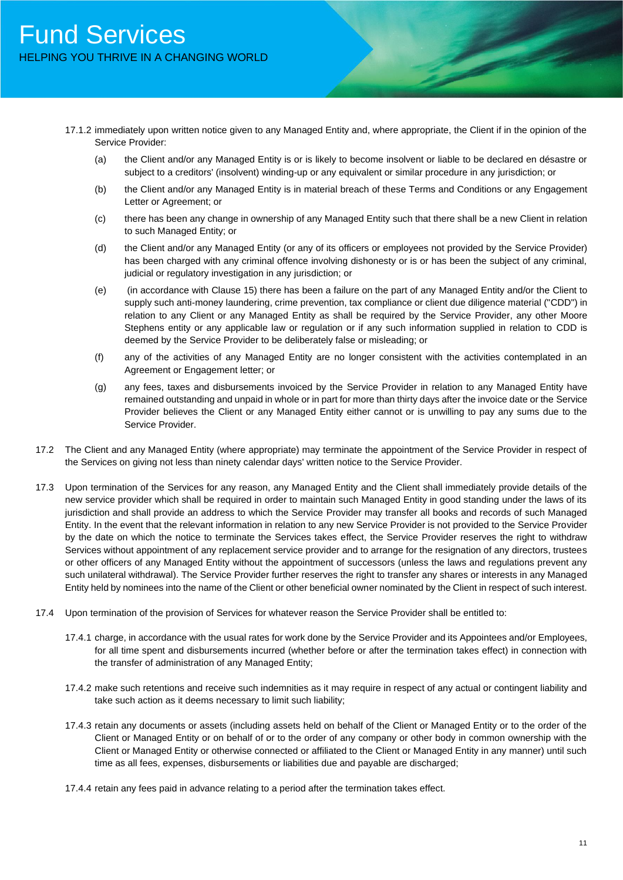17.1.2 immediately upon written notice given to any Managed Entity and, where appropriate, the Client if in the opinion of the Service Provider:

(a) the Client and/or any Managed Entity is or is likely to become insolvent or liable to be declared en désastre or subject to a creditors' (insolvent) winding-up or any equivalent or similar procedure in any jurisdiction; or

(b) the Client and/or any Managed Entity is in material breach of these Terms and Conditions or any Engagement Letter or Agreement; or

(c) there has been any change in ownership of any Managed Entity such that there shall be a new Client in relation to such Managed Entity; or

(d) the Client and/or any Managed Entity (or any of its officers or employees not provided by the Service Provider) has been charged with any criminal offence involving dishonesty or is or has been the subject of any criminal, judicial or regulatory investigation in any jurisdiction; or

(e) (in accordance with Clause 15) there has been a failure on the part of any Managed Entity and/or the Client to supply such anti-money laundering, crime prevention, tax compliance or client due diligence material ("CDD") in relation to any Client or any Managed Entity as shall be required by the Service Provider, any other Moore Stephens entity or any applicable law or regulation or if any such information supplied in relation to CDD is deemed by the Service Provider to be deliberately false or misleading; or

(f) any of the activities of any Managed Entity are no longer consistent with the activities contemplated in an Agreement or Engagement letter; or

(g) any fees, taxes and disbursements invoiced by the Service Provider in relation to any Managed Entity have remained outstanding and unpaid in whole or in part for more than thirty days after the invoice date or the Service Provider believes the Client or any Managed Entity either cannot or is unwilling to pay any sums due to the Service Provider.

17.2 The Client and any Managed Entity (where appropriate) may terminate the appointment of the Service Provider in respect of the Services on giving not less than ninety calendar days' written notice to the Service Provider.

17.3 Upon termination of the Services for any reason, any Managed Entity and the Client shall immediately provide details of the new service provider which shall be required in order to maintain such Managed Entity in good standing under the laws of its jurisdiction and shall provide an address to which the Service Provider may transfer all books and records of such Managed Entity. In the event that the relevant information in relation to any new Service Provider is not provided to the Service Provider by the date on which the notice to terminate the Services takes effect, the Service Provider reserves the right to withdraw Services without appointment of any replacement service provider and to arrange for the resignation of any directors, trustees or other officers of any Managed Entity without the appointment of successors (unless the laws and regulations prevent any such unilateral withdrawal). The Service Provider further reserves the right to transfer any shares or interests in any Managed Entity held by nominees into the name of the Client or other beneficial owner nominated by the Client in respect of such interest.

17.4 Upon termination of the provision of Services for whatever reason the Service Provider shall be entitled to:

17.4.1 charge, in accordance with the usual rates for work done by the Service Provider and its Appointees and/or Employees, for all time spent and disbursements incurred (whether before or after the termination takes effect) in connection with the transfer of administration of any Managed Entity;

17.4.2 make such retentions and receive such indemnities as it may require in respect of any actual or contingent liability and take such action as it deems necessary to limit such liability;

17.4.3 retain any documents or assets (including assets held on behalf of the Client or Managed Entity or to the order of the Client or Managed Entity or on behalf of or to the order of any company or other body in common ownership with the Client or Managed Entity or otherwise connected or affiliated to the Client or Managed Entity in any manner) until such time as all fees, expenses, disbursements or liabilities due and payable are discharged;

17.4.4 retain any fees paid in advance relating to a period after the termination takes effect.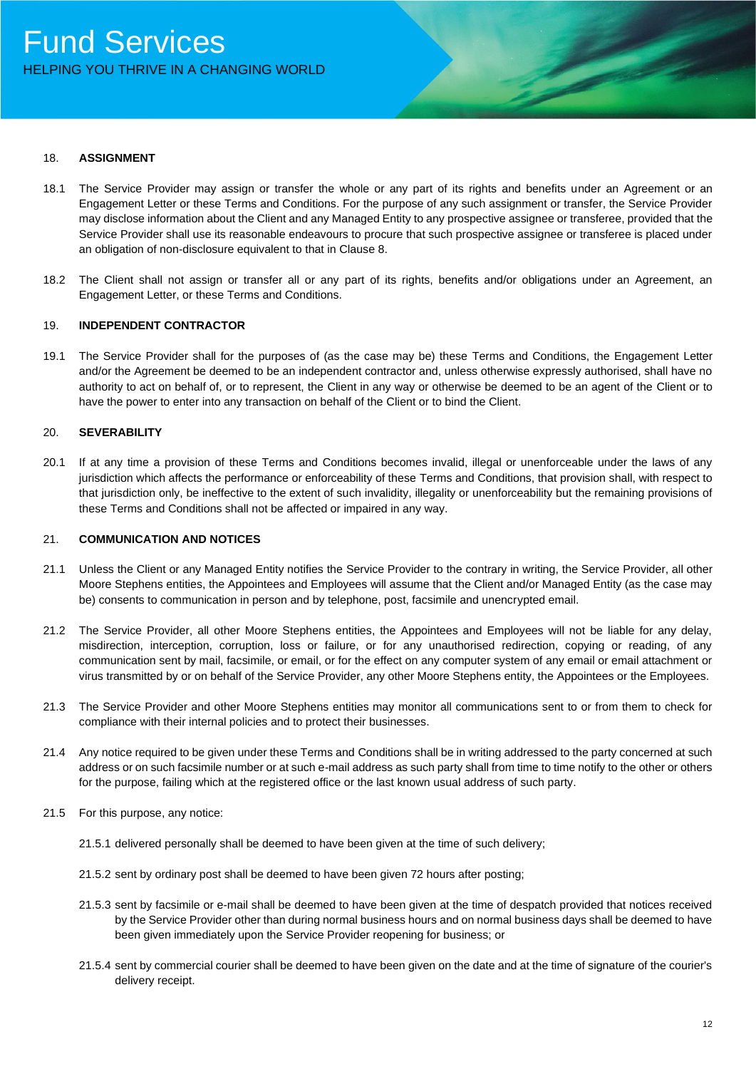## 18. ASSIGNMENT

18.1 The Service Provider may assign or transfer the whole or any part of its rights and benefits under an Agreement or an Engagement Letter or these Terms and Conditions. For the purpose of any such assignment or transfer, the Service Provider may disclose information about the Client and any Managed Entity to any prospective assignee or transferee, provided that the Service Provider shall use its reasonable endeavours to procure that such prospective assignee or transferee is placed under an obligation of non-disclosure equivalent to that in Clause 8.

18.2 The Client shall not assign or transfer all or any part of its rights, benefits and/or obligations under an Agreement, an Engagement Letter, or these Terms and Conditions.

## 19. INDEPENDENT CONTRACTOR

19.1 The Service Provider shall for the purposes of (as the case may be) these Terms and Conditions, the Engagement Letter and/or the Agreement be deemed to be an independent contractor and, unless otherwise expressly authorised, shall have no authority to act on behalf of, or to represent, the Client in any way or otherwise be deemed to be an agent of the Client or to have the power to enter into any transaction on behalf of the Client or to bind the Client.

## 20. SEVERABILITY

20.1 If at any time a provision of these Terms and Conditions becomes invalid, illegal or unenforceable under the laws of any jurisdiction which affects the performance or enforceability of these Terms and Conditions, that provision shall, with respect to that jurisdiction only, be ineffective to the extent of such invalidity, illegality or unenforceability but the remaining provisions of these Terms and Conditions shall not be affected or impaired in any way.

## 21. COMMUNICATION AND NOTICES

21.1 Unless the Client or any Managed Entity notifies the Service Provider to the contrary in writing, the Service Provider, all other Moore Stephens entities, the Appointees and Employees will assume that the Client and/or Managed Entity (as the case may be) consents to communication in person and by telephone, post, facsimile and unencrypted email.

21.2 The Service Provider, all other Moore Stephens entities, the Appointees and Employees will not be liable for any delay, misdirection, interception, corruption, loss or failure, or for any unauthorised redirection, copying or reading, of any communication sent by mail, facsimile, or email, or for the effect on any computer system of any email or email attachment or virus transmitted by or on behalf of the Service Provider, any other Moore Stephens entity, the Appointees or the Employees.

21.3 The Service Provider and other Moore Stephens entities may monitor all communications sent to or from them to check for compliance with their internal policies and to protect their businesses.

21.4 Any notice required to be given under these Terms and Conditions shall be in writing addressed to the party concerned at such address or on such facsimile number or at such e-mail address as such party shall from time to time notify to the other or others for the purpose, failing which at the registered office or the last known usual address of such party.

21.5 For this purpose, any notice:

21.5.1 delivered personally shall be deemed to have been given at the time of such delivery;

21.5.2 sent by ordinary post shall be deemed to have been given 72 hours after posting;

21.5.3 sent by facsimile or e-mail shall be deemed to have been given at the time of despatch provided that notices received by the Service Provider other than during normal business hours and on normal business days shall be deemed to have been given immediately upon the Service Provider reopening for business; or

21.5.4 sent by commercial courier shall be deemed to have been given on the date and at the time of signature of the courier's delivery receipt.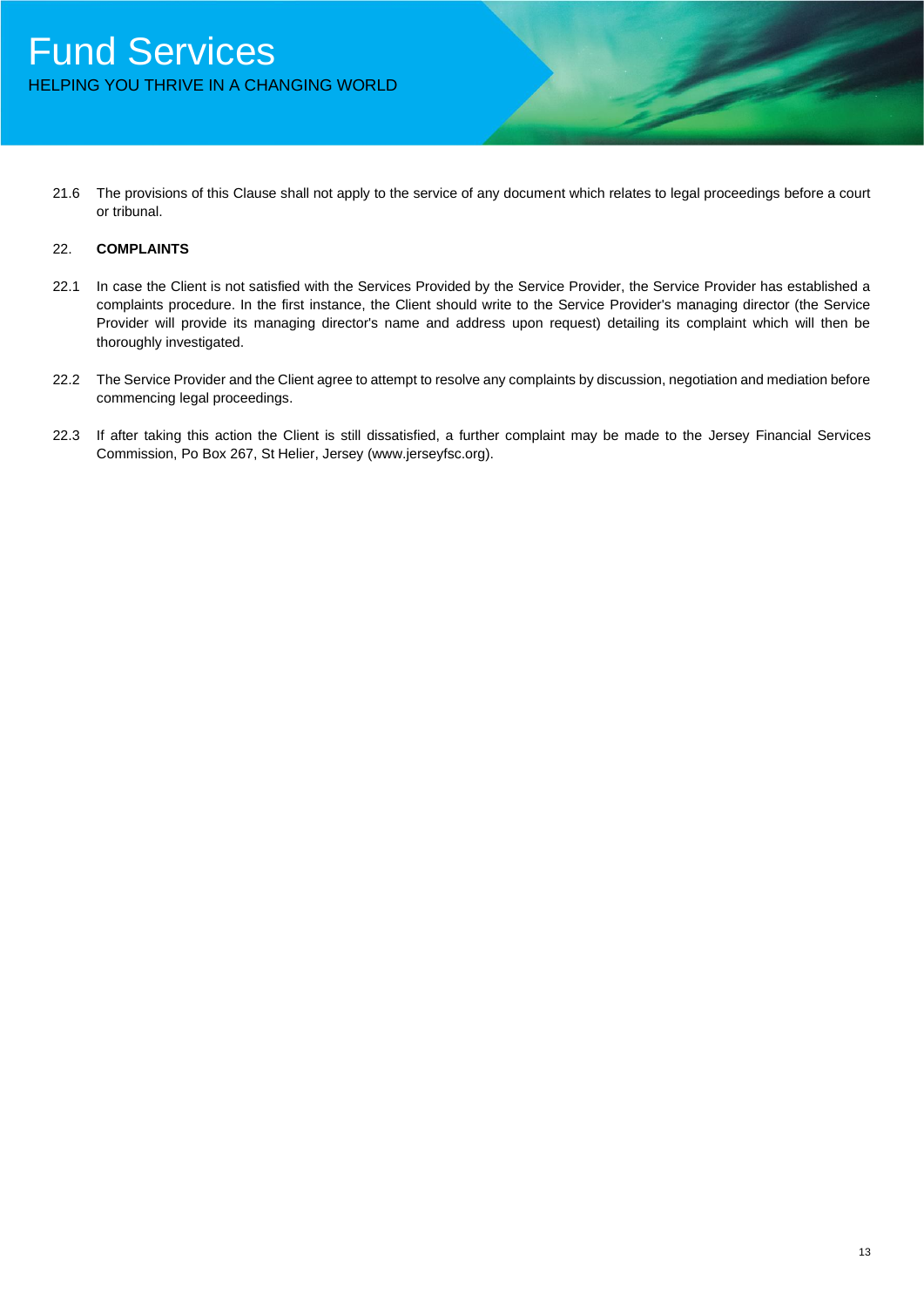21.6 The provisions of this Clause shall not apply to the service of any document which relates to legal proceedings before a court or tribunal.

## 22. COMPLAINTS

22.1 In case the Client is not satisfied with the Services Provided by the Service Provider, the Service Provider has established a complaints procedure. In the first instance, the Client should write to the Service Provider's managing director (the Service Provider will provide its managing director's name and address upon request) detailing its complaint which will then be thoroughly investigated.

22.2 The Service Provider and the Client agree to attempt to resolve any complaints by discussion, negotiation and mediation before commencing legal proceedings.

22.3 If after taking this action the Client is still dissatisfied, a further complaint may be made to the Jersey Financial Services Commission, Po Box 267, St Helier, Jersey (www.jerseyfsc.org).